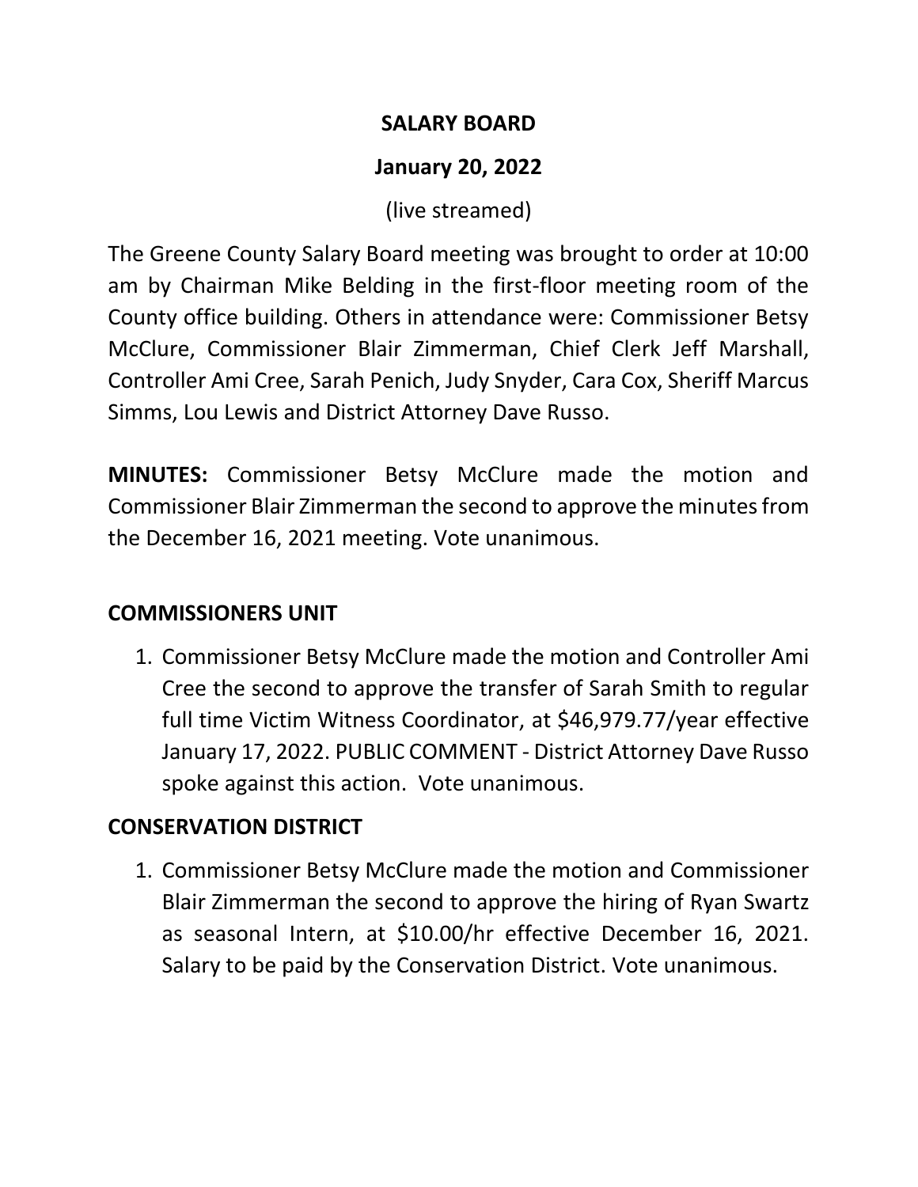# SALARY BOARD

## January 20, 2022

(live streamed)

The Greene County Salary Board meeting was brought to order at 10:00 am by Chairman Mike Belding in the first-floor meeting room of the County office building. Others in attendance were: Commissioner Betsy McClure, Commissioner Blair Zimmerman, Chief Clerk Jeff Marshall, Controller Ami Cree, Sarah Penich, Judy Snyder, Cara Cox, Sheriff Marcus Simms, Lou Lewis and District Attorney Dave Russo.

**MINUTES:** Commissioner Betsy McClure made the motion and Commissioner Blair Zimmerman the second to approve the minutes from the December 16, 2021 meeting. Vote unanimous.

## COMMISSIONERS UNIT

1. Commissioner Betsy McClure made the motion and Controller Ami Cree the second to approve the transfer of Sarah Smith to regular full time Victim Witness Coordinator, at $46,979.77/year effective January 17, 2022. PUBLIC COMMENT - District Attorney Dave Russo spoke against this action. Vote unanimous.

## CONSERVATION DISTRICT

1. Commissioner Betsy McClure made the motion and Commissioner Blair Zimmerman the second to approve the hiring of Ryan Swartz as seasonal Intern, at $10.00/hr effective December 16, 2021. Salary to be paid by the Conservation District. Vote unanimous.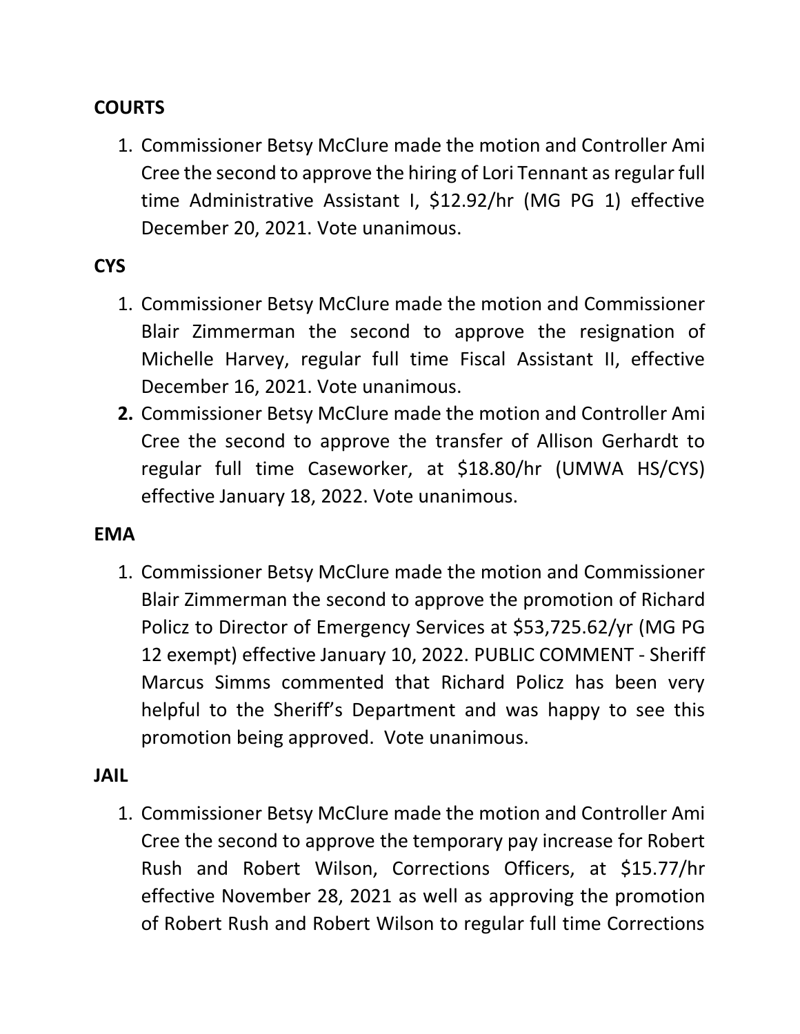**COURTS**

1. Commissioner Betsy McClure made the motion and Controller Ami Cree the second to approve the hiring of Lori Tennant as regular full time Administrative Assistant I, $12.92/hr (MG PG 1) effective December 20, 2021. Vote unanimous.

**CYS**

1. Commissioner Betsy McClure made the motion and Commissioner Blair Zimmerman the second to approve the resignation of Michelle Harvey, regular full time Fiscal Assistant II, effective December 16, 2021. Vote unanimous.
2. Commissioner Betsy McClure made the motion and Controller Ami Cree the second to approve the transfer of Allison Gerhardt to regular full time Caseworker, at $18.80/hr (UMWA HS/CYS) effective January 18, 2022. Vote unanimous.

**EMA**

1. Commissioner Betsy McClure made the motion and Commissioner Blair Zimmerman the second to approve the promotion of Richard Policz to Director of Emergency Services at $53,725.62/yr (MG PG 12 exempt) effective January 10, 2022. PUBLIC COMMENT - Sheriff Marcus Simms commented that Richard Policz has been very helpful to the Sheriff's Department and was happy to see this promotion being approved. Vote unanimous.

**JAIL**

1. Commissioner Betsy McClure made the motion and Controller Ami Cree the second to approve the temporary pay increase for Robert Rush and Robert Wilson, Corrections Officers, at $15.77/hr effective November 28, 2021 as well as approving the promotion of Robert Rush and Robert Wilson to regular full time Corrections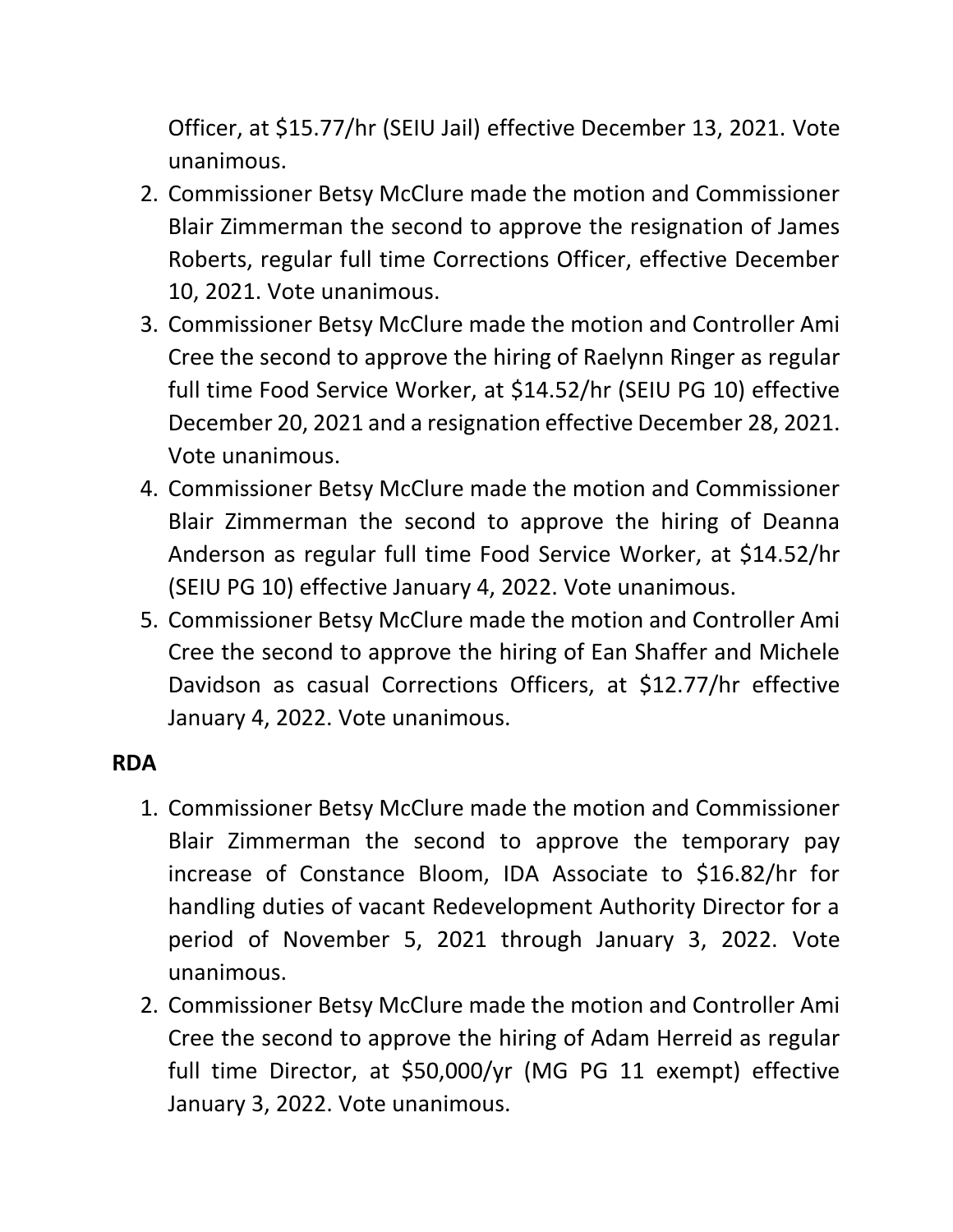Officer, at $15.77/hr (SEIU Jail) effective December 13, 2021. Vote unanimous.

2. Commissioner Betsy McClure made the motion and Commissioner Blair Zimmerman the second to approve the resignation of James Roberts, regular full time Corrections Officer, effective December 10, 2021. Vote unanimous.
3. Commissioner Betsy McClure made the motion and Controller Ami Cree the second to approve the hiring of Raelynn Ringer as regular full time Food Service Worker, at $14.52/hr (SEIU PG 10) effective December 20, 2021 and a resignation effective December 28, 2021. Vote unanimous.
4. Commissioner Betsy McClure made the motion and Commissioner Blair Zimmerman the second to approve the hiring of Deanna Anderson as regular full time Food Service Worker, at $14.52/hr (SEIU PG 10) effective January 4, 2022. Vote unanimous.
5. Commissioner Betsy McClure made the motion and Controller Ami Cree the second to approve the hiring of Ean Shaffer and Michele Davidson as casual Corrections Officers, at $12.77/hr effective January 4, 2022. Vote unanimous.

**RDA**

1. Commissioner Betsy McClure made the motion and Commissioner Blair Zimmerman the second to approve the temporary pay increase of Constance Bloom, IDA Associate to $16.82/hr for handling duties of vacant Redevelopment Authority Director for a period of November 5, 2021 through January 3, 2022. Vote unanimous.
2. Commissioner Betsy McClure made the motion and Controller Ami Cree the second to approve the hiring of Adam Herreid as regular full time Director, at $50,000/yr (MG PG 11 exempt) effective January 3, 2022. Vote unanimous.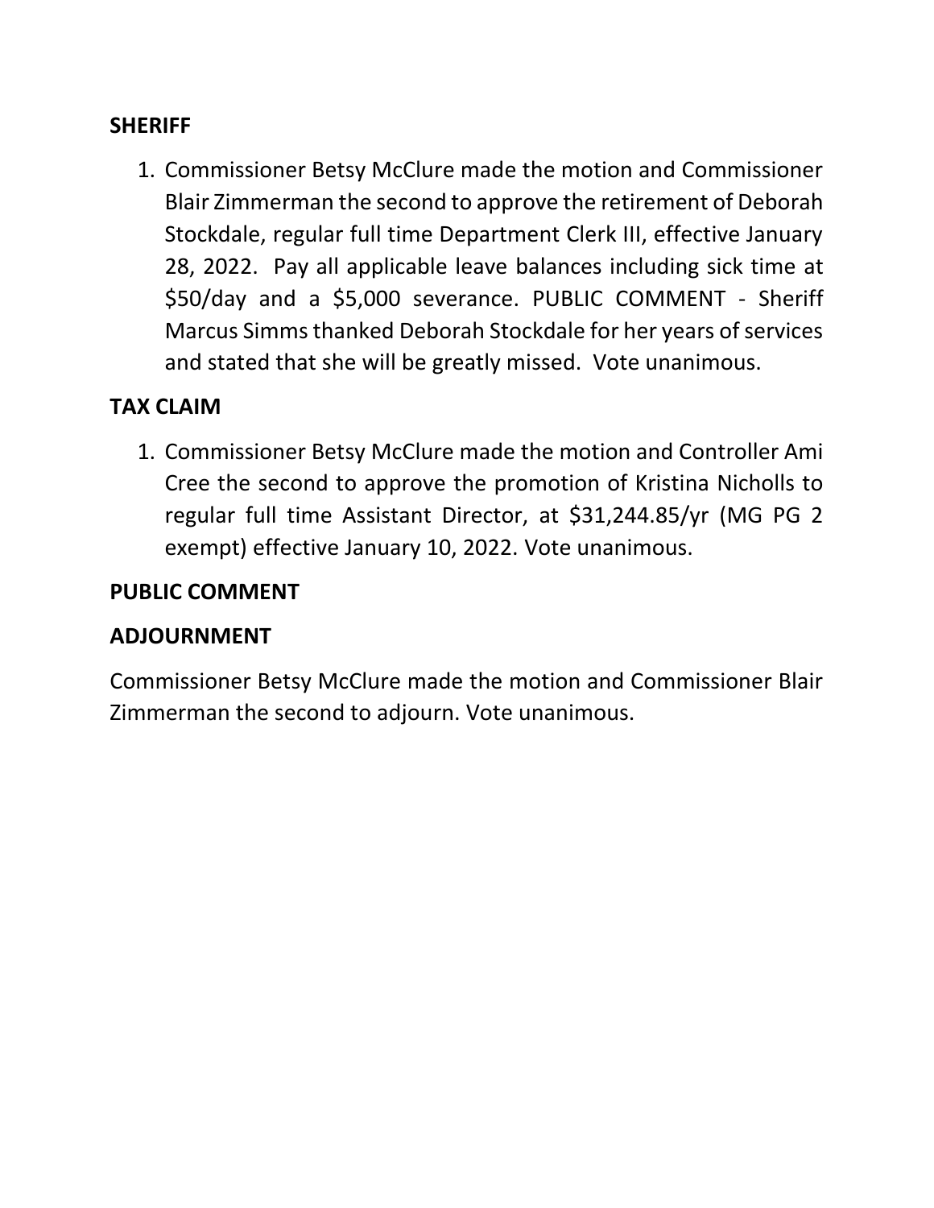## SHERIFF

1. Commissioner Betsy McClure made the motion and Commissioner Blair Zimmerman the second to approve the retirement of Deborah Stockdale, regular full time Department Clerk III, effective January 28, 2022. Pay all applicable leave balances including sick time at $50/day and a $5,000 severance. PUBLIC COMMENT - Sheriff Marcus Simms thanked Deborah Stockdale for her years of services and stated that she will be greatly missed. Vote unanimous.

## TAX CLAIM

1. Commissioner Betsy McClure made the motion and Controller Ami Cree the second to approve the promotion of Kristina Nicholls to regular full time Assistant Director, at $31,244.85/yr (MG PG 2 exempt) effective January 10, 2022. Vote unanimous.

## PUBLIC COMMENT

## ADJOURNMENT

Commissioner Betsy McClure made the motion and Commissioner Blair Zimmerman the second to adjourn. Vote unanimous.